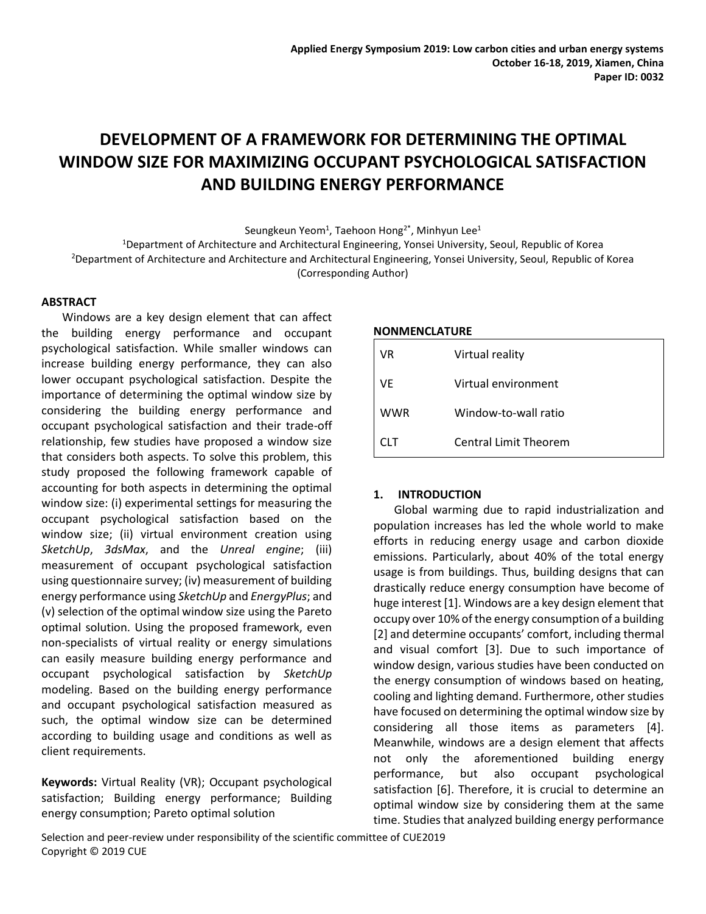# DEVELOPMENT OF A FRAMEWORK FOR DETERMINING THE OPTIMAL WINDOW SIZE FOR MAXIMIZING OCCUPANT PSYCHOLOGICAL SATISFACTION AND BUILDING ENERGY PERFORMANCE

Seungkeun Yeom[1], Taehoon Hong[2*], Minhyun Lee[1]

[1]Department of Architecture and Architectural Engineering, Yonsei University, Seoul, Republic of Korea

[2]Department of Architecture and Architecture and Architectural Engineering, Yonsei University, Seoul, Republic of Korea (Corresponding Author)

## ABSTRACT

Windows are a key design element that can affect the building energy performance and occupant psychological satisfaction. While smaller windows can increase building energy performance, they can also lower occupant psychological satisfaction. Despite the importance of determining the optimal window size by considering the building energy performance and occupant psychological satisfaction and their trade-off relationship, few studies have proposed a window size that considers both aspects. To solve this problem, this study proposed the following framework capable of accounting for both aspects in determining the optimal window size: (i) experimental settings for measuring the occupant psychological satisfaction based on the window size; (ii) virtual environment creation using *SketchUp*, *3dsMax*, and the *Unreal engine*; (iii) measurement of occupant psychological satisfaction using questionnaire survey; (iv) measurement of building energy performance using *SketchUp* and *EnergyPlus*; and (v) selection of the optimal window size using the Pareto optimal solution. Using the proposed framework, even non-specialists of virtual reality or energy simulations can easily measure building energy performance and occupant psychological satisfaction by *SketchUp* modeling. Based on the building energy performance and occupant psychological satisfaction measured as such, the optimal window size can be determined according to building usage and conditions as well as client requirements.

**Keywords:** Virtual Reality (VR); Occupant psychological satisfaction; Building energy performance; Building energy consumption; Pareto optimal solution

## NONMENCLATURE

| | |
|---|---|
| VR | Virtual reality |
| VE | Virtual environment |
| WWR | Window-to-wall ratio |
| CLT | Central Limit Theorem |

## 1. INTRODUCTION

Global warming due to rapid industrialization and population increases has led the whole world to make efforts in reducing energy usage and carbon dioxide emissions. Particularly, about 40% of the total energy usage is from buildings. Thus, building designs that can drastically reduce energy consumption have become of huge interest [1]. Windows are a key design element that occupy over 10% of the energy consumption of a building [2] and determine occupants' comfort, including thermal and visual comfort [3]. Due to such importance of window design, various studies have been conducted on the energy consumption of windows based on heating, cooling and lighting demand. Furthermore, other studies have focused on determining the optimal window size by considering all those items as parameters [4]. Meanwhile, windows are a design element that affects not only the aforementioned building energy performance, but also occupant psychological satisfaction [6]. Therefore, it is crucial to determine an optimal window size by considering them at the same time. Studies that analyzed building energy performance

Selection and peer-review under responsibility of the scientific committee of CUE2019
Copyright © 2019 CUE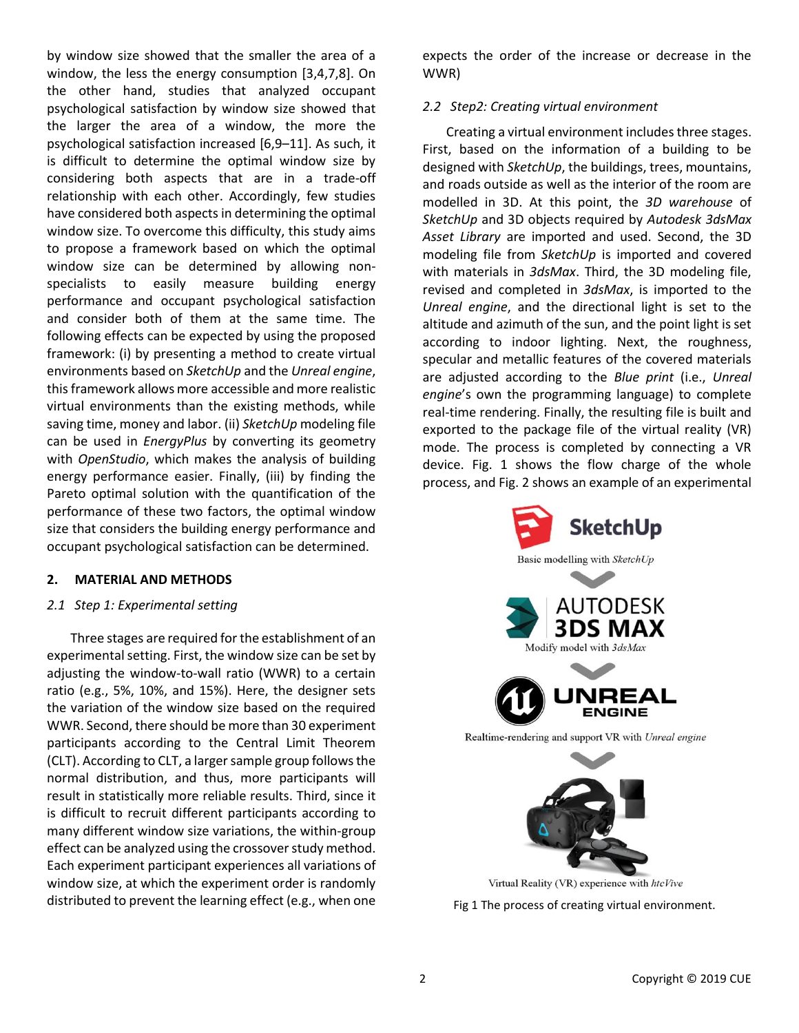by window size showed that the smaller the area of a window, the less the energy consumption [3,4,7,8]. On the other hand, studies that analyzed occupant psychological satisfaction by window size showed that the larger the area of a window, the more the psychological satisfaction increased [6,9–11]. As such, it is difficult to determine the optimal window size by considering both aspects that are in a trade-off relationship with each other. Accordingly, few studies have considered both aspects in determining the optimal window size. To overcome this difficulty, this study aims to propose a framework based on which the optimal window size can be determined by allowing non-specialists to easily measure building energy performance and occupant psychological satisfaction and consider both of them at the same time. The following effects can be expected by using the proposed framework: (i) by presenting a method to create virtual environments based on *SketchUp* and the *Unreal engine*, this framework allows more accessible and more realistic virtual environments than the existing methods, while saving time, money and labor. (ii) *SketchUp* modeling file can be used in *EnergyPlus* by converting its geometry with *OpenStudio*, which makes the analysis of building energy performance easier. Finally, (iii) by finding the Pareto optimal solution with the quantification of the performance of these two factors, the optimal window size that considers the building energy performance and occupant psychological satisfaction can be determined.

## 2. MATERIAL AND METHODS

### 2.1 Step 1: Experimental setting

Three stages are required for the establishment of an experimental setting. First, the window size can be set by adjusting the window-to-wall ratio (WWR) to a certain ratio (e.g., 5%, 10%, and 15%). Here, the designer sets the variation of the window size based on the required WWR. Second, there should be more than 30 experiment participants according to the Central Limit Theorem (CLT). According to CLT, a larger sample group follows the normal distribution, and thus, more participants will result in statistically more reliable results. Third, since it is difficult to recruit different participants according to many different window size variations, the within-group effect can be analyzed using the crossover study method. Each experiment participant experiences all variations of window size, at which the experiment order is randomly distributed to prevent the learning effect (e.g., when one expects the order of the increase or decrease in the WWR)

### 2.2 Step2: Creating virtual environment

Creating a virtual environment includes three stages. First, based on the information of a building to be designed with *SketchUp*, the buildings, trees, mountains, and roads outside as well as the interior of the room are modelled in 3D. At this point, the *3D warehouse* of *SketchUp* and 3D objects required by *Autodesk 3dsMax Asset Library* are imported and used. Second, the 3D modeling file from *SketchUp* is imported and covered with materials in *3dsMax*. Third, the 3D modeling file, revised and completed in *3dsMax*, is imported to the *Unreal engine*, and the directional light is set to the altitude and azimuth of the sun, and the point light is set according to indoor lighting. Next, the roughness, specular and metallic features of the covered materials are adjusted according to the *Blue print* (i.e., *Unreal engine*'s own the programming language) to complete real-time rendering. Finally, the resulting file is built and exported to the package file of the virtual reality (VR) mode. The process is completed by connecting a VR device. Fig. 1 shows the flow charge of the whole process, and Fig. 2 shows an example of an experimental

Basic modelling with *SketchUp*

Modify model with *3dsMax*

Realtime-rendering and support VR with *Unreal engine*

Virtual Reality (VR) experience with *htcVive*

Fig 1 The process of creating virtual environment.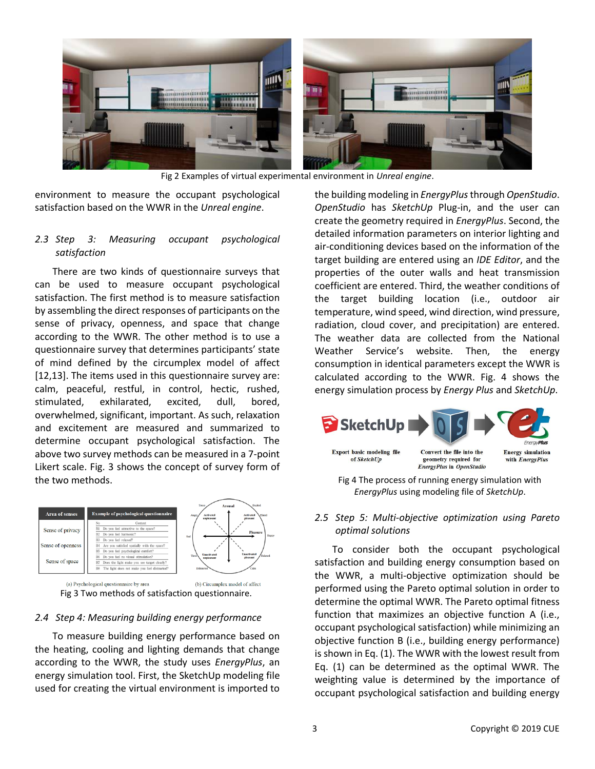Fig 2 Examples of virtual experimental environment in *Unreal engine*.

environment to measure the occupant psychological satisfaction based on the WWR in the *Unreal engine*.

### *2.3 Step 3: Measuring occupant psychological satisfaction*

There are two kinds of questionnaire surveys that can be used to measure occupant psychological satisfaction. The first method is to measure satisfaction by assembling the direct responses of participants on the sense of privacy, openness, and space that change according to the WWR. The other method is to use a questionnaire survey that determines participants' state of mind defined by the circumplex model of affect [12,13]. The items used in this questionnaire survey are: calm, peaceful, restful, in control, hectic, rushed, stimulated, exhilarated, excited, dull, bored, overwhelmed, significant, important. As such, relaxation and excitement are measured and summarized to determine occupant psychological satisfaction. The above two survey methods can be measured in a 7-point Likert scale. Fig. 3 shows the concept of survey form of the two methods.

| Area of senses | No | Content |
| --- | --- | --- |
| Sense of privacy | B1 | Do you feel attractive to the space? |
| | B2 | Do you feel harmonic? |
| | B3 | Do you feel relaxed? |
| Sense of openness | B4 | Are you satisfied spatially with the space? |
| | B5 | Do you feel psychological comfort? |
| | B6 | Do you feel no visual stimulation? |
| Sense of space | B7 | Does the light make you see target clearly? |
| | B8 | The light does not make you feel distracted? |

(a) Psychological questionnaire by area (b) Circumplex model of affect

Fig 3 Two methods of satisfaction questionnaire.

### *2.4 Step 4: Measuring building energy performance*

To measure building energy performance based on the heating, cooling and lighting demands that change according to the WWR, the study uses *EnergyPlus*, an energy simulation tool. First, the SketchUp modeling file used for creating the virtual environment is imported to the building modeling in *EnergyPlus* through *OpenStudio*. *OpenStudio* has *SketchUp* Plug-in, and the user can create the geometry required in *EnergyPlus*. Second, the detailed information parameters on interior lighting and air-conditioning devices based on the information of the target building are entered using an *IDE Editor*, and the properties of the outer walls and heat transmission coefficient are entered. Third, the weather conditions of the target building location (i.e., outdoor air temperature, wind speed, wind direction, wind pressure, radiation, cloud cover, and precipitation) are entered. The weather data are collected from the National Weather Service's website. Then, the energy consumption in identical parameters except the WWR is calculated according to the WWR. Fig. 4 shows the energy simulation process by *Energy Plus* and *SketchUp*.

Export basic modeling file of *SketchUp* → Convert the file into the geometry required for *EnergyPlus* in *OpenStudio* → Energy simulation with *EnergyPlus*

Fig 4 The process of running energy simulation with *EnergyPlus* using modeling file of *SketchUp*.

### *2.5 Step 5: Multi-objective optimization using Pareto optimal solutions*

To consider both the occupant psychological satisfaction and building energy consumption based on the WWR, a multi-objective optimization should be performed using the Pareto optimal solution in order to determine the optimal WWR. The Pareto optimal fitness function that maximizes an objective function A (i.e., occupant psychological satisfaction) while minimizing an objective function B (i.e., building energy performance) is shown in Eq. (1). The WWR with the lowest result from Eq. (1) can be determined as the optimal WWR. The weighting value is determined by the importance of occupant psychological satisfaction and building energy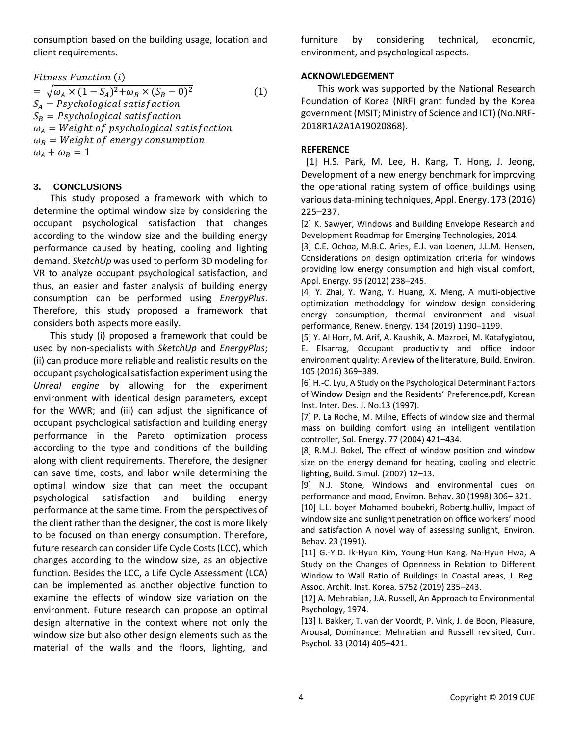consumption based on the building usage, location and client requirements.

$$
\begin{aligned}
&Fitness\ Function\ (i) \\
&= \sqrt{\omega_A \times (1 - S_A)^2 + \omega_B \times (S_B - 0)^2} \qquad (1) \\
&S_A = Psychological\ satisfaction \\
&S_B = Psychological\ satisfaction \\
&\omega_A = Weight\ of\ psychological\ satisfaction \\
&\omega_B = Weight\ of\ energy\ consumption \\
&\omega_A + \omega_B = 1
\end{aligned}
$$

## 3. CONCLUSIONS

This study proposed a framework with which to determine the optimal window size by considering the occupant psychological satisfaction that changes according to the window size and the building energy performance caused by heating, cooling and lighting demand. *SketchUp* was used to perform 3D modeling for VR to analyze occupant psychological satisfaction, and thus, an easier and faster analysis of building energy consumption can be performed using *EnergyPlus*. Therefore, this study proposed a framework that considers both aspects more easily.

This study (i) proposed a framework that could be used by non-specialists with *SketchUp* and *EnergyPlus*; (ii) can produce more reliable and realistic results on the occupant psychological satisfaction experiment using the *Unreal engine* by allowing for the experiment environment with identical design parameters, except for the WWR; and (iii) can adjust the significance of occupant psychological satisfaction and building energy performance in the Pareto optimization process according to the type and conditions of the building along with client requirements. Therefore, the designer can save time, costs, and labor while determining the optimal window size that can meet the occupant psychological satisfaction and building energy performance at the same time. From the perspectives of the client rather than the designer, the cost is more likely to be focused on than energy consumption. Therefore, future research can consider Life Cycle Costs (LCC), which changes according to the window size, as an objective function. Besides the LCC, a Life Cycle Assessment (LCA) can be implemented as another objective function to examine the effects of window size variation on the environment. Future research can propose an optimal design alternative in the context where not only the window size but also other design elements such as the material of the walls and the floors, lighting, and furniture by considering technical, economic, environment, and psychological aspects.

## ACKNOWLEDGEMENT

This work was supported by the National Research Foundation of Korea (NRF) grant funded by the Korea government (MSIT; Ministry of Science and ICT) (No.NRF-2018R1A2A1A19020868).

## REFERENCE

[1] H.S. Park, M. Lee, H. Kang, T. Hong, J. Jeong, Development of a new energy benchmark for improving the operational rating system of office buildings using various data-mining techniques, Appl. Energy. 173 (2016) 225–237.

[2] K. Sawyer, Windows and Building Envelope Research and Development Roadmap for Emerging Technologies, 2014.

[3] C.E. Ochoa, M.B.C. Aries, E.J. van Loenen, J.L.M. Hensen, Considerations on design optimization criteria for windows providing low energy consumption and high visual comfort, Appl. Energy. 95 (2012) 238–245.

[4] Y. Zhai, Y. Wang, Y. Huang, X. Meng, A multi-objective optimization methodology for window design considering energy consumption, thermal environment and visual performance, Renew. Energy. 134 (2019) 1190–1199.

[5] Y. Al Horr, M. Arif, A. Kaushik, A. Mazroei, M. Katafygiotou, E. Elsarrag, Occupant productivity and office indoor environment quality: A review of the literature, Build. Environ. 105 (2016) 369–389.

[6] H.-C. Lyu, A Study on the Psychological Determinant Factors of Window Design and the Residents' Preference.pdf, Korean Inst. Inter. Des. J. No.13 (1997).

[7] P. La Roche, M. Milne, Effects of window size and thermal mass on building comfort using an intelligent ventilation controller, Sol. Energy. 77 (2004) 421–434.

[8] R.M.J. Bokel, The effect of window position and window size on the energy demand for heating, cooling and electric lighting, Build. Simul. (2007) 12–13.

[9] N.J. Stone, Windows and environmental cues on performance and mood, Environ. Behav. 30 (1998) 306– 321.

[10] L.L. boyer Mohamed boubekri, Robertg.hulliv, Impact of window size and sunlight penetration on office workers' mood and satisfaction A novel way of assessing sunlight, Environ. Behav. 23 (1991).

[11] G.-Y.D. Ik-Hyun Kim, Young-Hun Kang, Na-Hyun Hwa, A Study on the Changes of Openness in Relation to Different Window to Wall Ratio of Buildings in Coastal areas, J. Reg. Assoc. Archit. Inst. Korea. 5752 (2019) 235–243.

[12] A. Mehrabian, J.A. Russell, An Approach to Environmental Psychology, 1974.

[13] I. Bakker, T. van der Voordt, P. Vink, J. de Boon, Pleasure, Arousal, Dominance: Mehrabian and Russell revisited, Curr. Psychol. 33 (2014) 405–421.